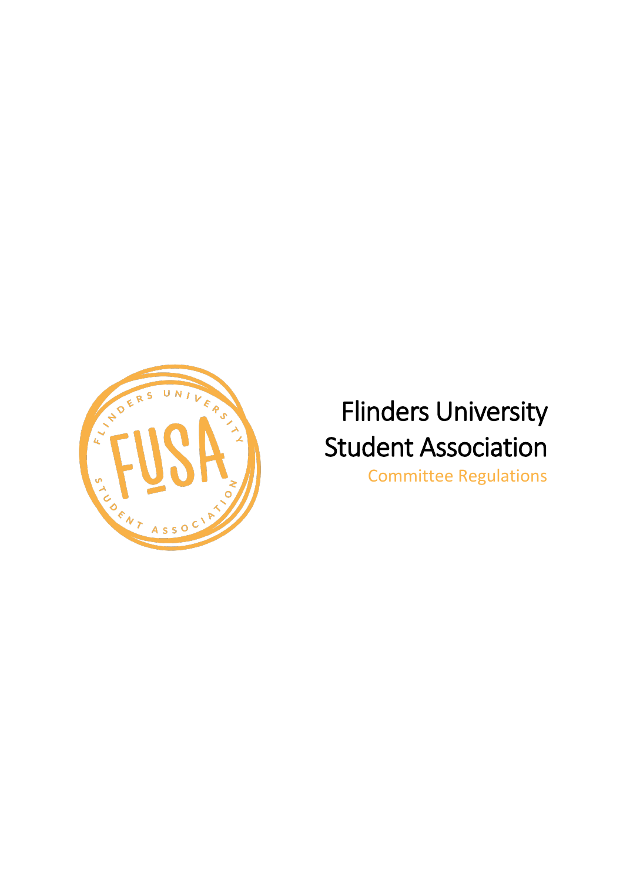# Flinders University Student Association

Committee Regulations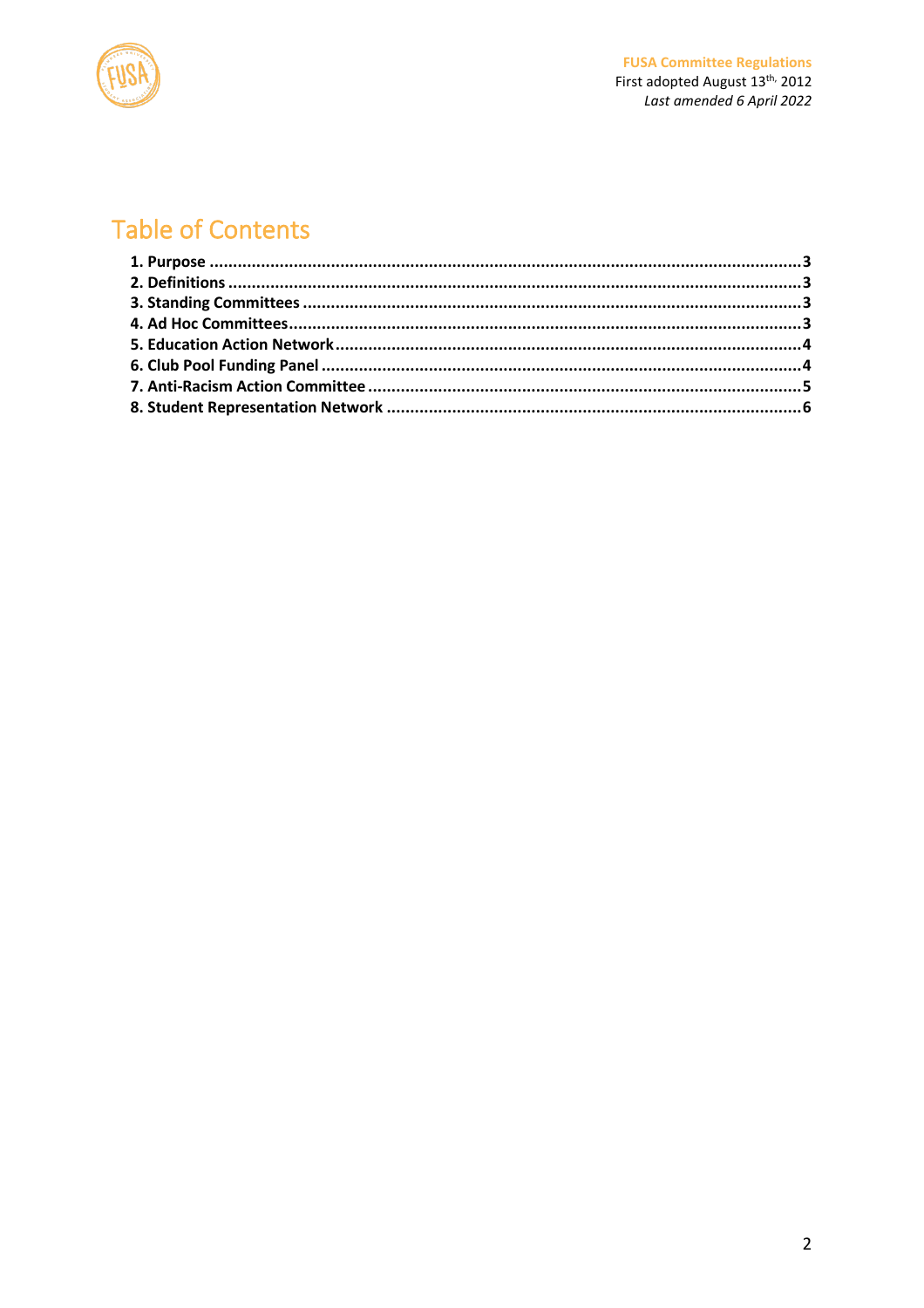# Table of Contents

1. Purpose .......... 3
2. Definitions .......... 3
3. Standing Committees .......... 3
4. Ad Hoc Committees .......... 3
5. Education Action Network .......... 4
6. Club Pool Funding Panel .......... 4
7. Anti-Racism Action Committee .......... 5
8. Student Representation Network .......... 6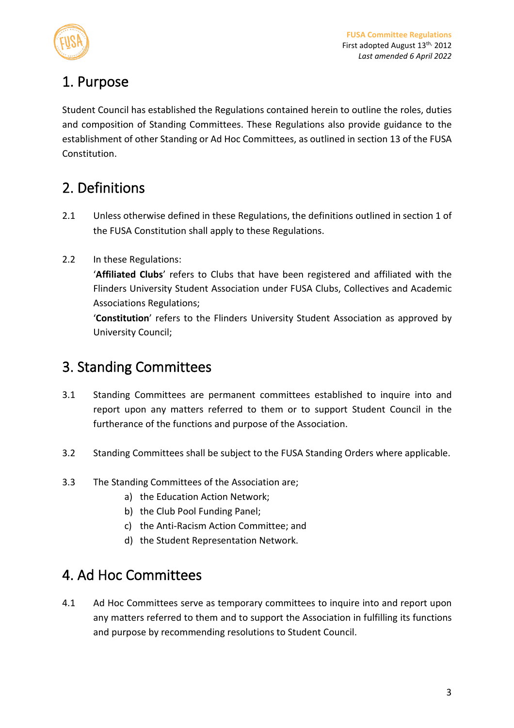## 1. Purpose

Student Council has established the Regulations contained herein to outline the roles, duties and composition of Standing Committees. These Regulations also provide guidance to the establishment of other Standing or Ad Hoc Committees, as outlined in section 13 of the FUSA Constitution.

## 2. Definitions

2.1 Unless otherwise defined in these Regulations, the definitions outlined in section 1 of the FUSA Constitution shall apply to these Regulations.

2.2 In these Regulations:

'**Affiliated Clubs**' refers to Clubs that have been registered and affiliated with the Flinders University Student Association under FUSA Clubs, Collectives and Academic Associations Regulations;

'**Constitution**' refers to the Flinders University Student Association as approved by University Council;

## 3. Standing Committees

3.1 Standing Committees are permanent committees established to inquire into and report upon any matters referred to them or to support Student Council in the furtherance of the functions and purpose of the Association.

3.2 Standing Committees shall be subject to the FUSA Standing Orders where applicable.

3.3 The Standing Committees of the Association are;

a) the Education Action Network;
b) the Club Pool Funding Panel;
c) the Anti-Racism Action Committee; and
d) the Student Representation Network.

## 4. Ad Hoc Committees

4.1 Ad Hoc Committees serve as temporary committees to inquire into and report upon any matters referred to them and to support the Association in fulfilling its functions and purpose by recommending resolutions to Student Council.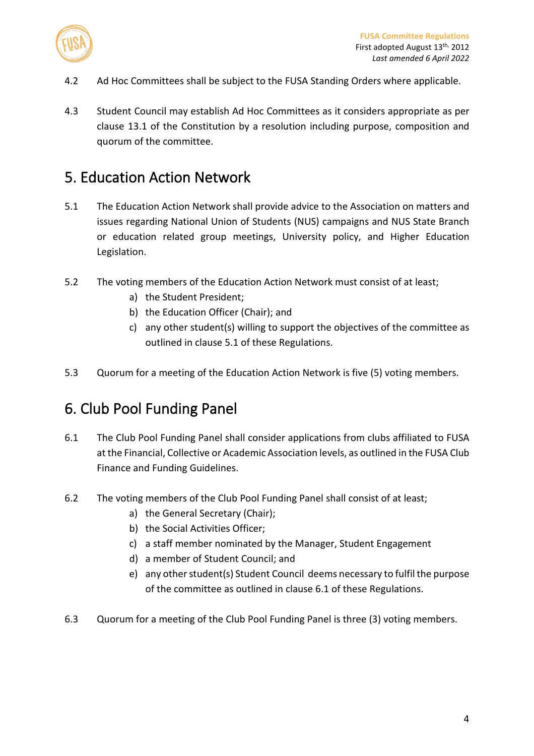4.2 Ad Hoc Committees shall be subject to the FUSA Standing Orders where applicable.

4.3 Student Council may establish Ad Hoc Committees as it considers appropriate as per clause 13.1 of the Constitution by a resolution including purpose, composition and quorum of the committee.

## 5. Education Action Network

5.1 The Education Action Network shall provide advice to the Association on matters and issues regarding National Union of Students (NUS) campaigns and NUS State Branch or education related group meetings, University policy, and Higher Education Legislation.

5.2 The voting members of the Education Action Network must consist of at least;

a) the Student President;
b) the Education Officer (Chair); and
c) any other student(s) willing to support the objectives of the committee as outlined in clause 5.1 of these Regulations.

5.3 Quorum for a meeting of the Education Action Network is five (5) voting members.

## 6. Club Pool Funding Panel

6.1 The Club Pool Funding Panel shall consider applications from clubs affiliated to FUSA at the Financial, Collective or Academic Association levels, as outlined in the FUSA Club Finance and Funding Guidelines.

6.2 The voting members of the Club Pool Funding Panel shall consist of at least;

a) the General Secretary (Chair);
b) the Social Activities Officer;
c) a staff member nominated by the Manager, Student Engagement
d) a member of Student Council; and
e) any other student(s) Student Council deems necessary to fulfil the purpose of the committee as outlined in clause 6.1 of these Regulations.

6.3 Quorum for a meeting of the Club Pool Funding Panel is three (3) voting members.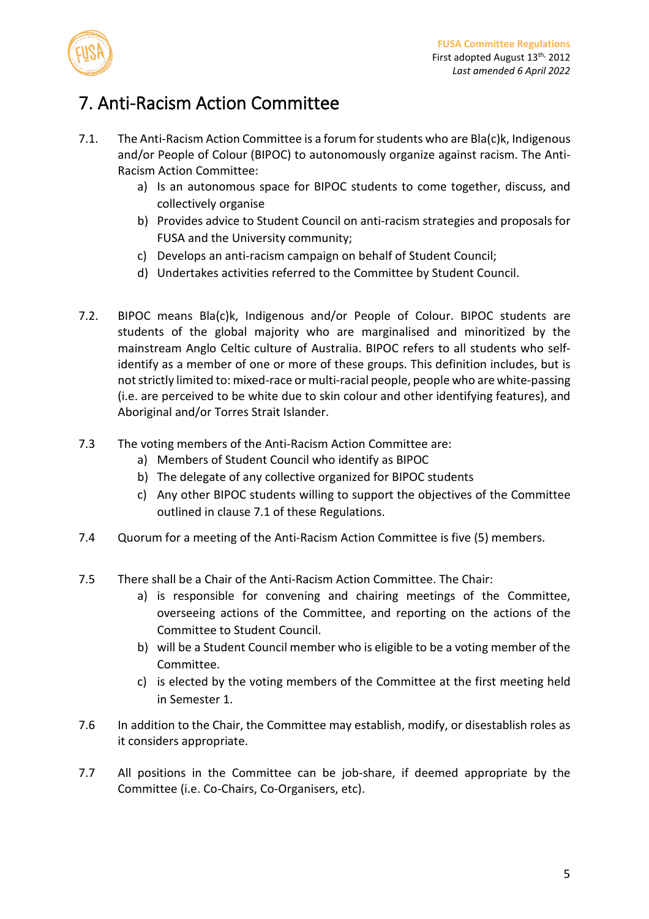# 7. Anti-Racism Action Committee

7.1. The Anti-Racism Action Committee is a forum for students who are Bla(c)k, Indigenous and/or People of Colour (BIPOC) to autonomously organize against racism. The Anti-Racism Action Committee:

a) Is an autonomous space for BIPOC students to come together, discuss, and collectively organise
b) Provides advice to Student Council on anti-racism strategies and proposals for FUSA and the University community;
c) Develops an anti-racism campaign on behalf of Student Council;
d) Undertakes activities referred to the Committee by Student Council.

7.2. BIPOC means Bla(c)k, Indigenous and/or People of Colour. BIPOC students are students of the global majority who are marginalised and minoritized by the mainstream Anglo Celtic culture of Australia. BIPOC refers to all students who self-identify as a member of one or more of these groups. This definition includes, but is not strictly limited to: mixed-race or multi-racial people, people who are white-passing (i.e. are perceived to be white due to skin colour and other identifying features), and Aboriginal and/or Torres Strait Islander.

7.3 The voting members of the Anti-Racism Action Committee are:

a) Members of Student Council who identify as BIPOC
b) The delegate of any collective organized for BIPOC students
c) Any other BIPOC students willing to support the objectives of the Committee outlined in clause 7.1 of these Regulations.

7.4 Quorum for a meeting of the Anti-Racism Action Committee is five (5) members.

7.5 There shall be a Chair of the Anti-Racism Action Committee. The Chair:

a) is responsible for convening and chairing meetings of the Committee, overseeing actions of the Committee, and reporting on the actions of the Committee to Student Council.
b) will be a Student Council member who is eligible to be a voting member of the Committee.
c) is elected by the voting members of the Committee at the first meeting held in Semester 1.

7.6 In addition to the Chair, the Committee may establish, modify, or disestablish roles as it considers appropriate.

7.7 All positions in the Committee can be job-share, if deemed appropriate by the Committee (i.e. Co-Chairs, Co-Organisers, etc).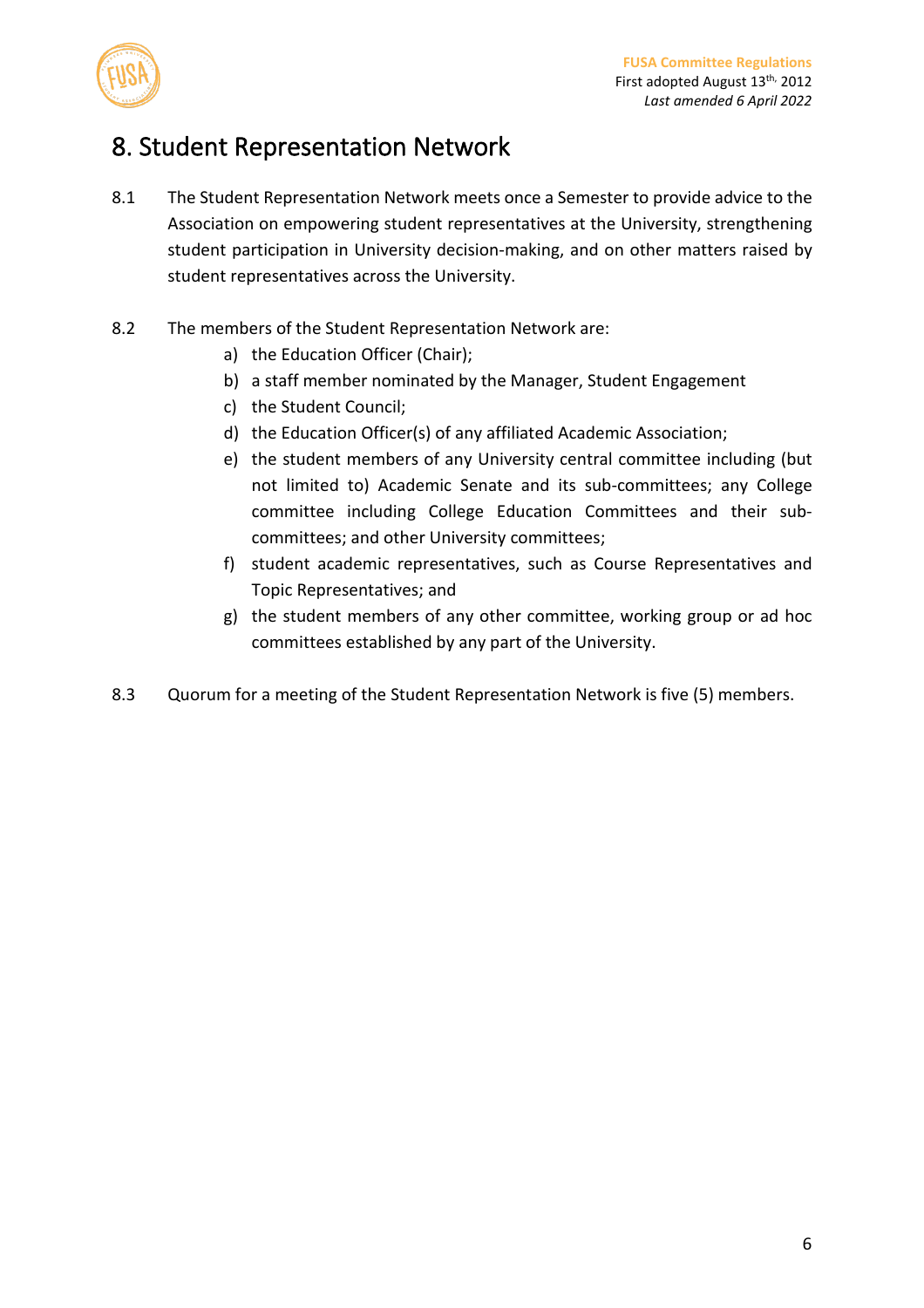# 8. Student Representation Network

8.1 The Student Representation Network meets once a Semester to provide advice to the Association on empowering student representatives at the University, strengthening student participation in University decision-making, and on other matters raised by student representatives across the University.

8.2 The members of the Student Representation Network are:

a) the Education Officer (Chair);
b) a staff member nominated by the Manager, Student Engagement
c) the Student Council;
d) the Education Officer(s) of any affiliated Academic Association;
e) the student members of any University central committee including (but not limited to) Academic Senate and its sub-committees; any College committee including College Education Committees and their sub-committees; and other University committees;
f) student academic representatives, such as Course Representatives and Topic Representatives; and
g) the student members of any other committee, working group or ad hoc committees established by any part of the University.

8.3 Quorum for a meeting of the Student Representation Network is five (5) members.